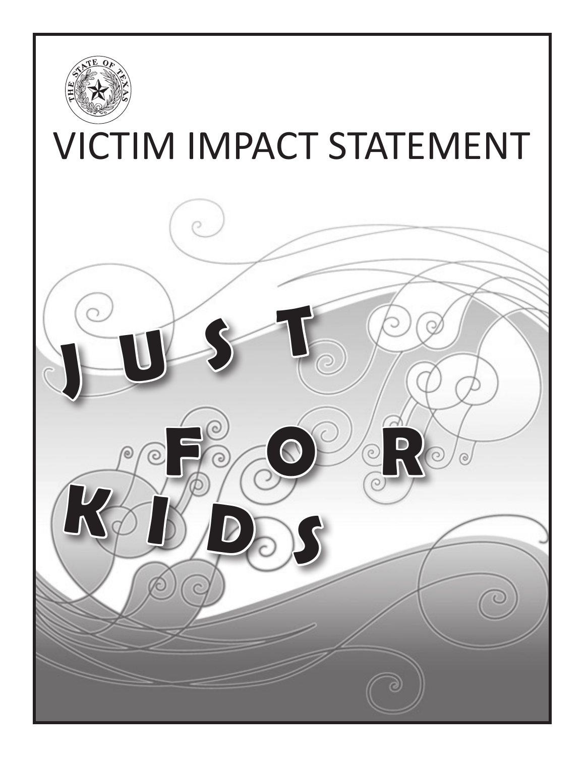# VICTIM IMPACT STATEMENT

# JUST FOR KIDS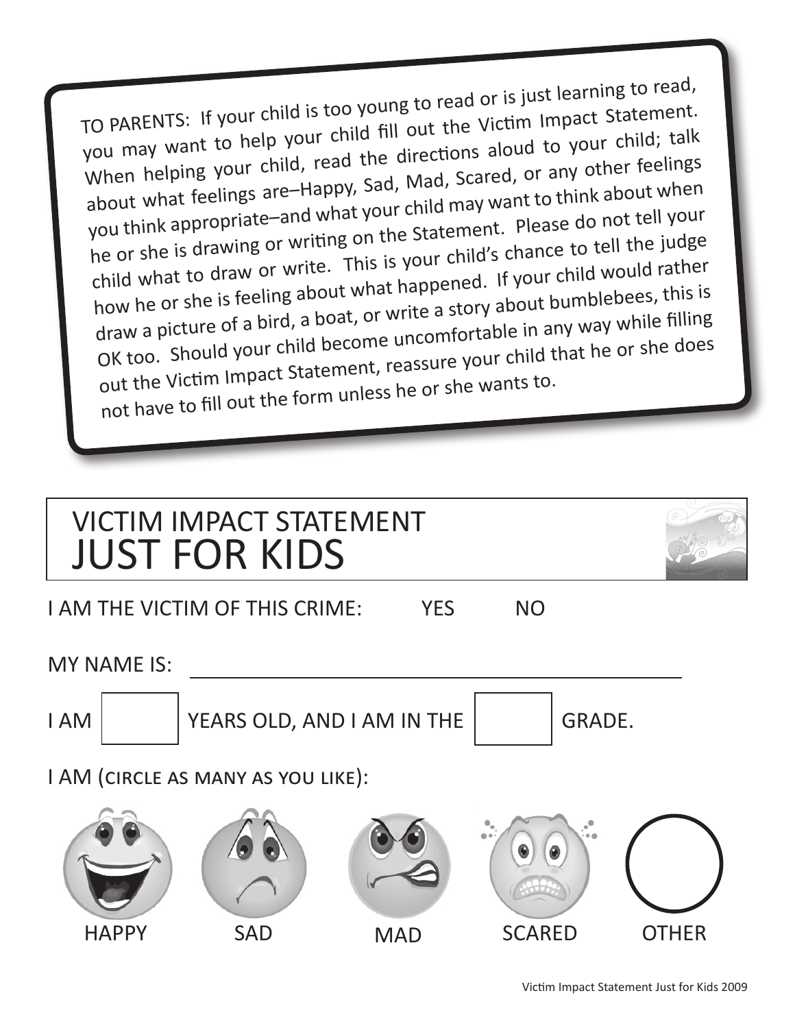TO PARENTS: If your child is too young to read or is just learning to read, you may want to help your child fill out the Victim Impact Statement. When helping your child, read the directions aloud to your child; talk about what feelings are–Happy, Sad, Mad, Scared, or any other feelings you think appropriate–and what your child may want to think about when he or she is drawing or writing on the Statement. Please do not tell your child what to draw or write. This is your child's chance to tell the judge how he or she is feeling about what happened. If your child would rather draw a picture of a bird, a boat, or write a story about bumblebees, this is OK too. Should your child become uncomfortable in any way while filling out the Victim Impact Statement, reassure your child that he or she does not have to fill out the form unless he or she wants to.

# VICTIM IMPACT STATEMENT
# JUST FOR KIDS

I AM THE VICTIM OF THIS CRIME: YES NO

MY NAME IS: ______________________________

I AM [ ] YEARS OLD, AND I AM IN THE [ ] GRADE.

I AM (CIRCLE AS MANY AS YOU LIKE):

HAPPY SAD MAD SCARED OTHER

Victim Impact Statement Just for Kids 2009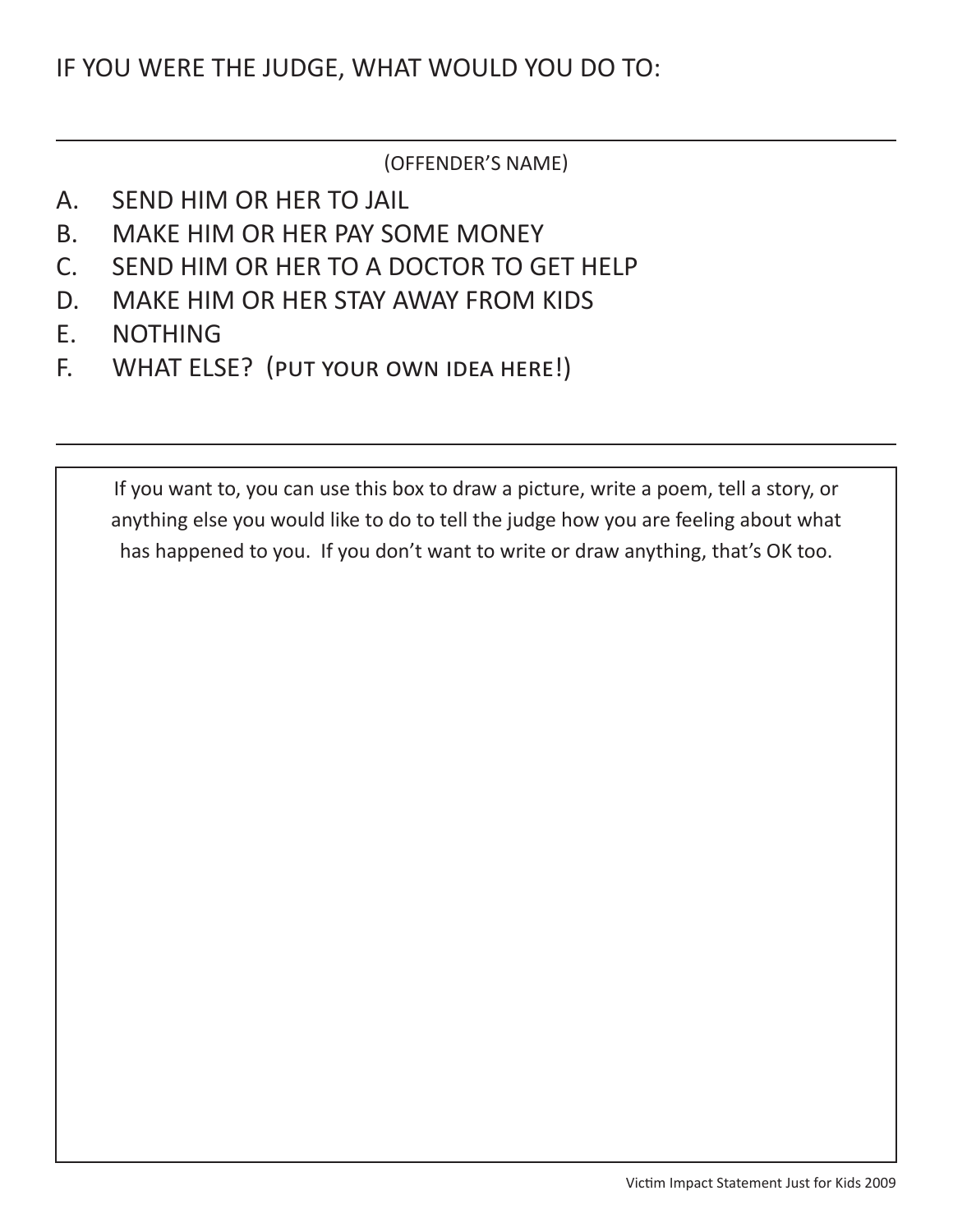IF YOU WERE THE JUDGE, WHAT WOULD YOU DO TO:

______________________________________________

(OFFENDER'S NAME)

A. SEND HIM OR HER TO JAIL
B. MAKE HIM OR HER PAY SOME MONEY
C. SEND HIM OR HER TO A DOCTOR TO GET HELP
D. MAKE HIM OR HER STAY AWAY FROM KIDS
E. NOTHING
F. WHAT ELSE? (PUT YOUR OWN IDEA HERE!)

______________________________________________

If you want to, you can use this box to draw a picture, write a poem, tell a story, or anything else you would like to do to tell the judge how you are feeling about what has happened to you. If you don't want to write or draw anything, that's OK too.

Victim Impact Statement Just for Kids 2009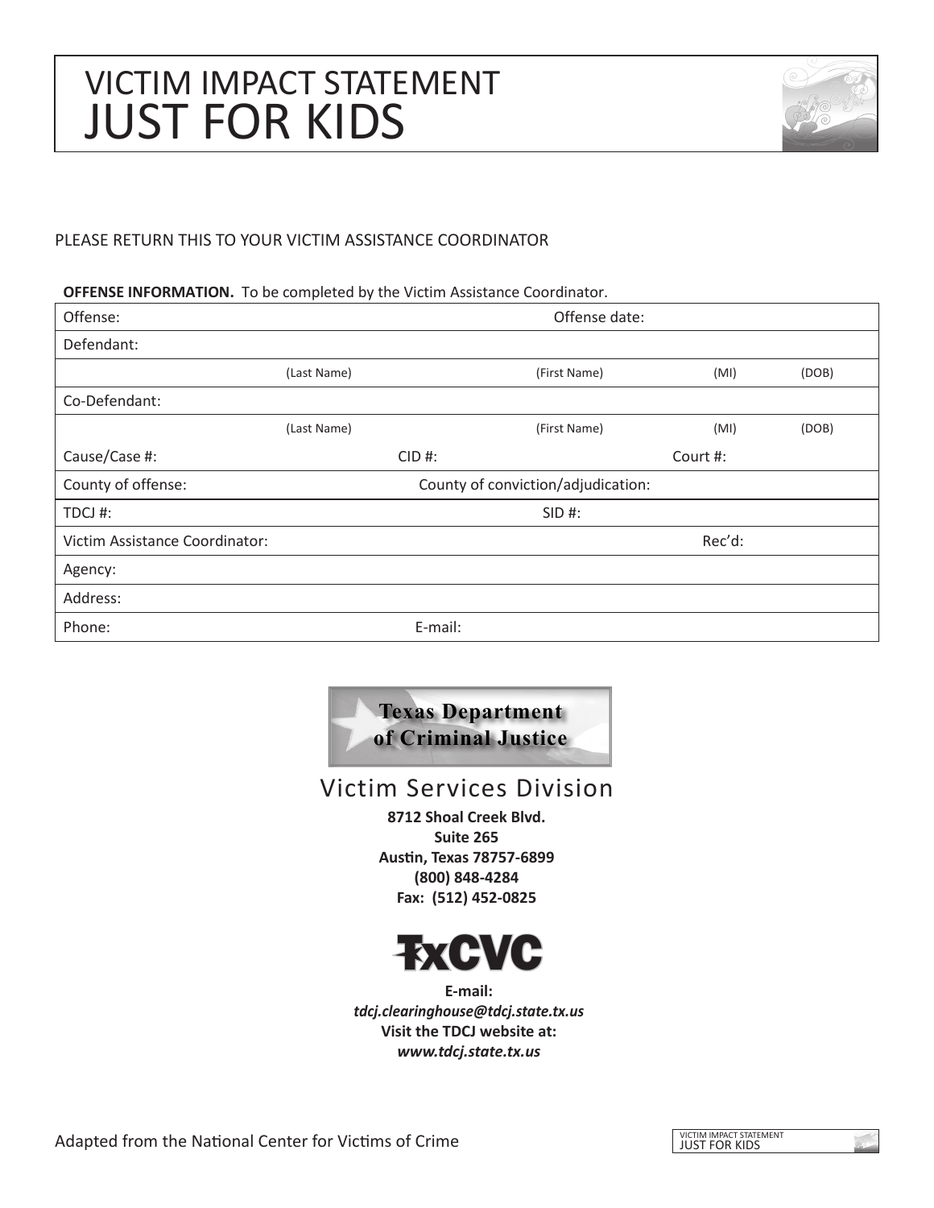# VICTIM IMPACT STATEMENT
# JUST FOR KIDS

PLEASE RETURN THIS TO YOUR VICTIM ASSISTANCE COORDINATOR

**OFFENSE INFORMATION.** To be completed by the Victim Assistance Coordinator.

| | | | | |
|---|---|---|---|---|
| Offense: | | Offense date: | | |
| Defendant: | | | | |
| (Last Name) | | (First Name) | (MI) | (DOB) |
| Co-Defendant: | | | | |
| (Last Name) | | (First Name) | (MI) | (DOB) |
| Cause/Case #: | CID #: | | Court #: | |
| County of offense: | County of conviction/adjudication: | | | |
| TDCJ #: | | SID #: | | |
| Victim Assistance Coordinator: | | | Rec'd: | |
| Agency: | | | | |
| Address: | | | | |
| Phone: | E-mail: | | | |

**Texas Department of Criminal Justice**

Victim Services Division

**8712 Shoal Creek Blvd.**
**Suite 265**
**Austin, Texas 78757-6899**
**(800) 848-4284**
**Fax: (512) 452-0825**

TxCVC

**E-mail:**
***tdcj.clearinghouse@tdcj.state.tx.us***
**Visit the TDCJ website at:**
***www.tdcj.state.tx.us***

Adapted from the National Center for Victims of Crime